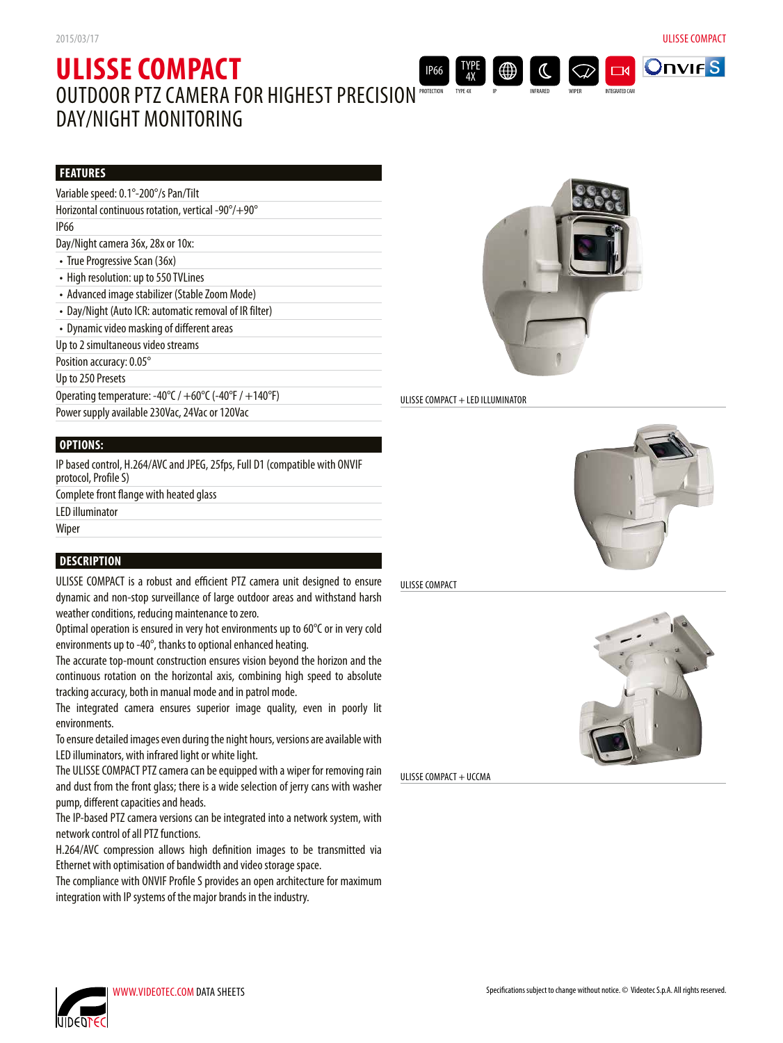# ULISSE COMPACT

## OUTDOOR PTZ CAMERA FOR HIGHEST PRECISION DAY/NIGHT MONITORING

IP66 PROTECTION | TYPE 4X | IP | INFRARED | WIPER | INTEGRATED CAM | ONVIF S

### FEATURES

- Variable speed: 0.1°-200°/s Pan/Tilt
- Horizontal continuous rotation, vertical -90°/+90°
- IP66
- Day/Night camera 36x, 28x or 10x:
  - True Progressive Scan (36x)
  - High resolution: up to 550 TVLines
  - Advanced image stabilizer (Stable Zoom Mode)
  - Day/Night (Auto ICR: automatic removal of IR filter)
  - Dynamic video masking of different areas
- Up to 2 simultaneous video streams
- Position accuracy: 0.05°
- Up to 250 Presets
- Operating temperature: -40°C / +60°C (-40°F / +140°F)
- Power supply available 230Vac, 24Vac or 120Vac

### OPTIONS:

- IP based control, H.264/AVC and JPEG, 25fps, Full D1 (compatible with ONVIF protocol, Profile S)
- Complete front flange with heated glass
- LED illuminator
- Wiper

### DESCRIPTION

ULISSE COMPACT is a robust and efficient PTZ camera unit designed to ensure dynamic and non-stop surveillance of large outdoor areas and withstand harsh weather conditions, reducing maintenance to zero.

Optimal operation is ensured in very hot environments up to 60°C or in very cold environments up to -40°, thanks to optional enhanced heating.

The accurate top-mount construction ensures vision beyond the horizon and the continuous rotation on the horizontal axis, combining high speed to absolute tracking accuracy, both in manual mode and in patrol mode.

The integrated camera ensures superior image quality, even in poorly lit environments.

To ensure detailed images even during the night hours, versions are available with LED illuminators, with infrared light or white light.

The ULISSE COMPACT PTZ camera can be equipped with a wiper for removing rain and dust from the front glass; there is a wide selection of jerry cans with washer pump, different capacities and heads.

The IP-based PTZ camera versions can be integrated into a network system, with network control of all PTZ functions.

H.264/AVC compression allows high definition images to be transmitted via Ethernet with optimisation of bandwidth and video storage space.

The compliance with ONVIF Profile S provides an open architecture for maximum integration with IP systems of the major brands in the industry.

ULISSE COMPACT + LED ILLUMINATOR

ULISSE COMPACT

ULISSE COMPACT + UCCMA

WWW.VIDEOTEC.COM DATA SHEETS

Specifications subject to change without notice. © Videotec S.p.A. All rights reserved.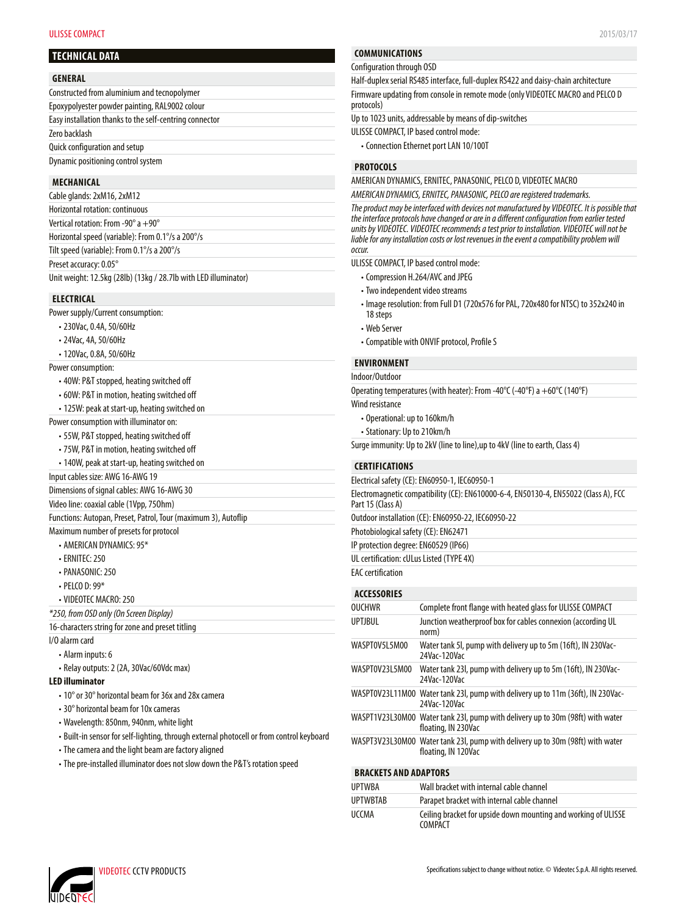## TECHNICAL DATA

### GENERAL

Constructed from aluminium and tecnopolymer

Epoxypolyester powder painting, RAL9002 colour

Easy installation thanks to the self-centring connector

Zero backlash

Quick configuration and setup

Dynamic positioning control system

### MECHANICAL

Cable glands: 2xM16, 2xM12

Horizontal rotation: continuous

Vertical rotation: From -90° a +90°

Horizontal speed (variable): From 0.1°/s a 200°/s

Tilt speed (variable): From 0.1°/s a 200°/s

Preset accuracy: 0.05°

Unit weight: 12.5kg (28lb) (13kg / 28.7lb with LED illuminator)

### ELECTRICAL

Power supply/Current consumption:

- 230Vac, 0.4A, 50/60Hz
- 24Vac, 4A, 50/60Hz
- 120Vac, 0.8A, 50/60Hz

Power consumption:

- 40W: P&T stopped, heating switched off
- 60W: P&T in motion, heating switched off
- 125W: peak at start-up, heating switched on

Power consumption with illuminator on:

- 55W, P&T stopped, heating switched off
- 75W, P&T in motion, heating switched off
- 140W, peak at start-up, heating switched on

Input cables size: AWG 16-AWG 19

Dimensions of signal cables: AWG 16-AWG 30

Video line: coaxial cable (1Vpp, 75Ohm)

Functions: Autopan, Preset, Patrol, Tour (maximum 3), Autoflip

Maximum number of presets for protocol

- AMERICAN DYNAMICS: 95*
- ERNITEC: 250
- PANASONIC: 250
- PELCO D: 99*
- VIDEOTEC MACRO: 250

*\*250, from OSD only (On Screen Display)*

16-characters string for zone and preset titling

I/O alarm card

- Alarm inputs: 6
- Relay outputs: 2 (2A, 30Vac/60Vdc max)

**LED illuminator**

- 10° or 30° horizontal beam for 36x and 28x camera
- 30° horizontal beam for 10x cameras
- Wavelength: 850nm, 940nm, white light
- Built-in sensor for self-lighting, through external photocell or from control keyboard
- The camera and the light beam are factory aligned
- The pre-installed illuminator does not slow down the P&T's rotation speed

### COMMUNICATIONS

Configuration through OSD

Half-duplex serial RS485 interface, full-duplex RS422 and daisy-chain architecture

Firmware updating from console in remote mode (only VIDEOTEC MACRO and PELCO D protocols)

Up to 1023 units, addressable by means of dip-switches

ULISSE COMPACT, IP based control mode:

- Connection Ethernet port LAN 10/100T

### PROTOCOLS

AMERICAN DYNAMICS, ERNITEC, PANASONIC, PELCO D, VIDEOTEC MACRO

*AMERICAN DYNAMICS, ERNITEC, PANASONIC, PELCO are registered trademarks.*

*The product may be interfaced with devices not manufactured by VIDEOTEC. It is possible that the interface protocols have changed or are in a different configuration from earlier tested units by VIDEOTEC. VIDEOTEC recommends a test prior to installation. VIDEOTEC will not be liable for any installation costs or lost revenues in the event a compatibility problem will occur.*

ULISSE COMPACT, IP based control mode:

- Compression H.264/AVC and JPEG
- Two independent video streams
- Image resolution: from Full D1 (720x576 for PAL, 720x480 for NTSC) to 352x240 in 18 steps
- Web Server
- Compatible with ONVIF protocol, Profile S

### ENVIRONMENT

Indoor/Outdoor

Operating temperatures (with heater): From -40°C (-40°F) a +60°C (140°F)

Wind resistance

- Operational: up to 160km/h
- Stationary: Up to 210km/h

Surge immunity: Up to 2kV (line to line),up to 4kV (line to earth, Class 4)

### CERTIFICATIONS

Electrical safety (CE): EN60950-1, IEC60950-1

Electromagnetic compatibility (CE): EN610000-6-4, EN50130-4, EN55022 (Class A), FCC Part 15 (Class A)

Outdoor installation (CE): EN60950-22, IEC60950-22

Photobiological safety (CE): EN62471

IP protection degree: EN60529 (IP66)

UL certification: cULus Listed (TYPE 4X)

EAC certification

### ACCESSORIES

| | |
|---|---|
| OUCHWR | Complete front flange with heated glass for ULISSE COMPACT |
| UPTJBUL | Junction weatherproof box for cables connexion (according UL norm) |
| WASPT0V5L5M00 | Water tank 5l, pump with delivery up to 5m (16ft), IN 230Vac-24Vac-120Vac |
| WASPT0V23L5M00 | Water tank 23l, pump with delivery up to 5m (16ft), IN 230Vac-24Vac-120Vac |
| WASPT0V23L11M00 | Water tank 23l, pump with delivery up to 11m (36ft), IN 230Vac-24Vac-120Vac |
| WASPT1V23L30M00 | Water tank 23l, pump with delivery up to 30m (98ft) with water floating, IN 230Vac |
| WASPT3V23L30M00 | Water tank 23l, pump with delivery up to 30m (98ft) with water floating, IN 120Vac |

### BRACKETS AND ADAPTORS

| | |
|---|---|
| UPTWBA | Wall bracket with internal cable channel |
| UPTWBTAB | Parapet bracket with internal cable channel |
| UCCMA | Ceiling bracket for upside down mounting and working of ULISSE COMPACT |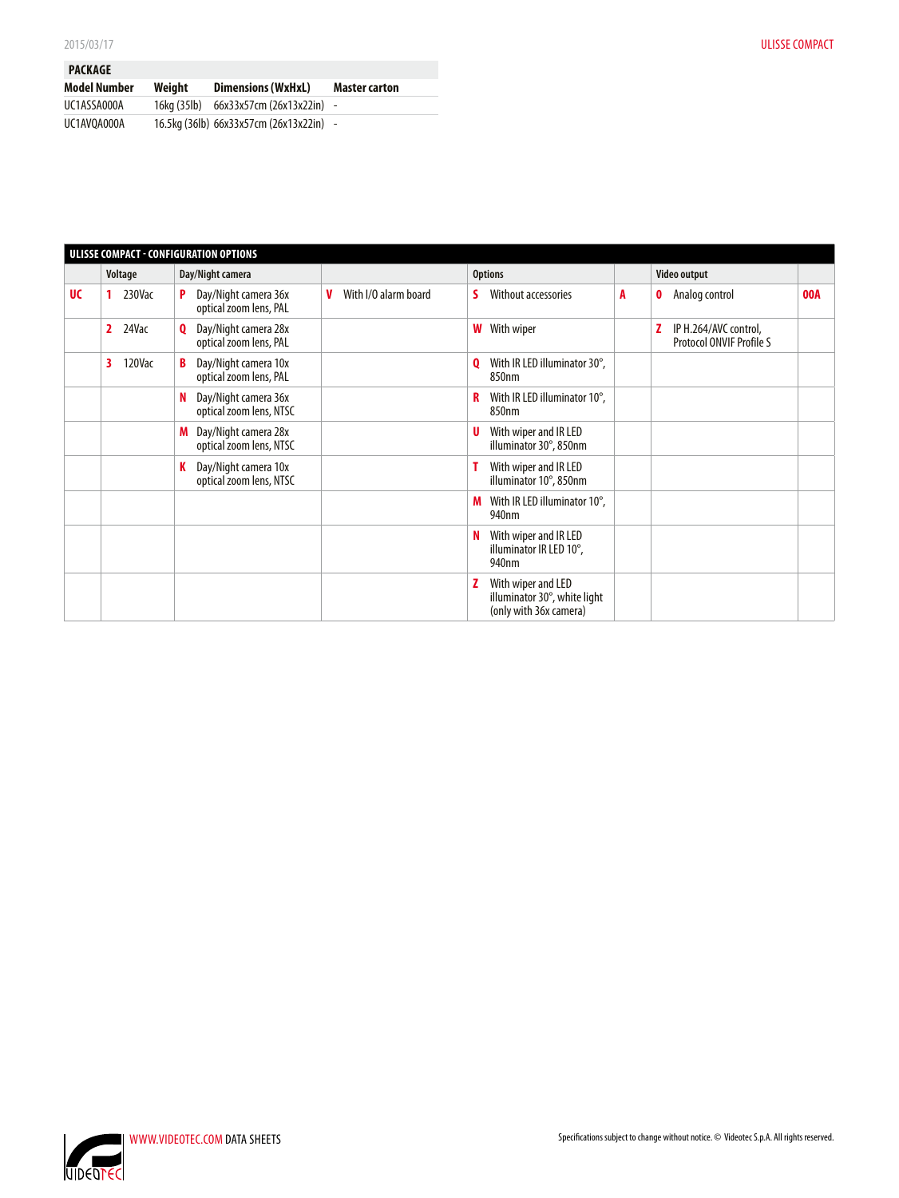## PACKAGE

| Model Number | Weight | Dimensions (WxHxL) | Master carton |
|---|---|---|---|
| UC1ASSA000A | 16kg (35lb) | 66x33x57cm (26x13x22in) | - |
| UC1AVQA000A | 16.5kg (36lb) | 66x33x57cm (26x13x22in) | - |

## ULISSE COMPACT - CONFIGURATION OPTIONS

| | Voltage | Day/Night camera | | Options | | Video output | |
|---|---|---|---|---|---|---|---|
| **UC** | **1** 230Vac | **P** Day/Night camera 36x optical zoom lens, PAL | **V** With I/O alarm board | **S** Without accessories | **A** | **0** Analog control | **00A** |
| | **2** 24Vac | **Q** Day/Night camera 28x optical zoom lens, PAL | | **W** With wiper | | **Z** IP H.264/AVC control, Protocol ONVIF Profile S | |
| | **3** 120Vac | **B** Day/Night camera 10x optical zoom lens, PAL | | **Q** With IR LED illuminator 30°, 850nm | | | |
| | | **N** Day/Night camera 36x optical zoom lens, NTSC | | **R** With IR LED illuminator 10°, 850nm | | | |
| | | **M** Day/Night camera 28x optical zoom lens, NTSC | | **U** With wiper and IR LED illuminator 30°, 850nm | | | |
| | | **K** Day/Night camera 10x optical zoom lens, NTSC | | **T** With wiper and IR LED illuminator 10°, 850nm | | | |
| | | | | **M** With IR LED illuminator 10°, 940nm | | | |
| | | | | **N** With wiper and IR LED illuminator IR LED 10°, 940nm | | | |
| | | | | **Z** With wiper and LED illuminator 30°, white light (only with 36x camera) | | | |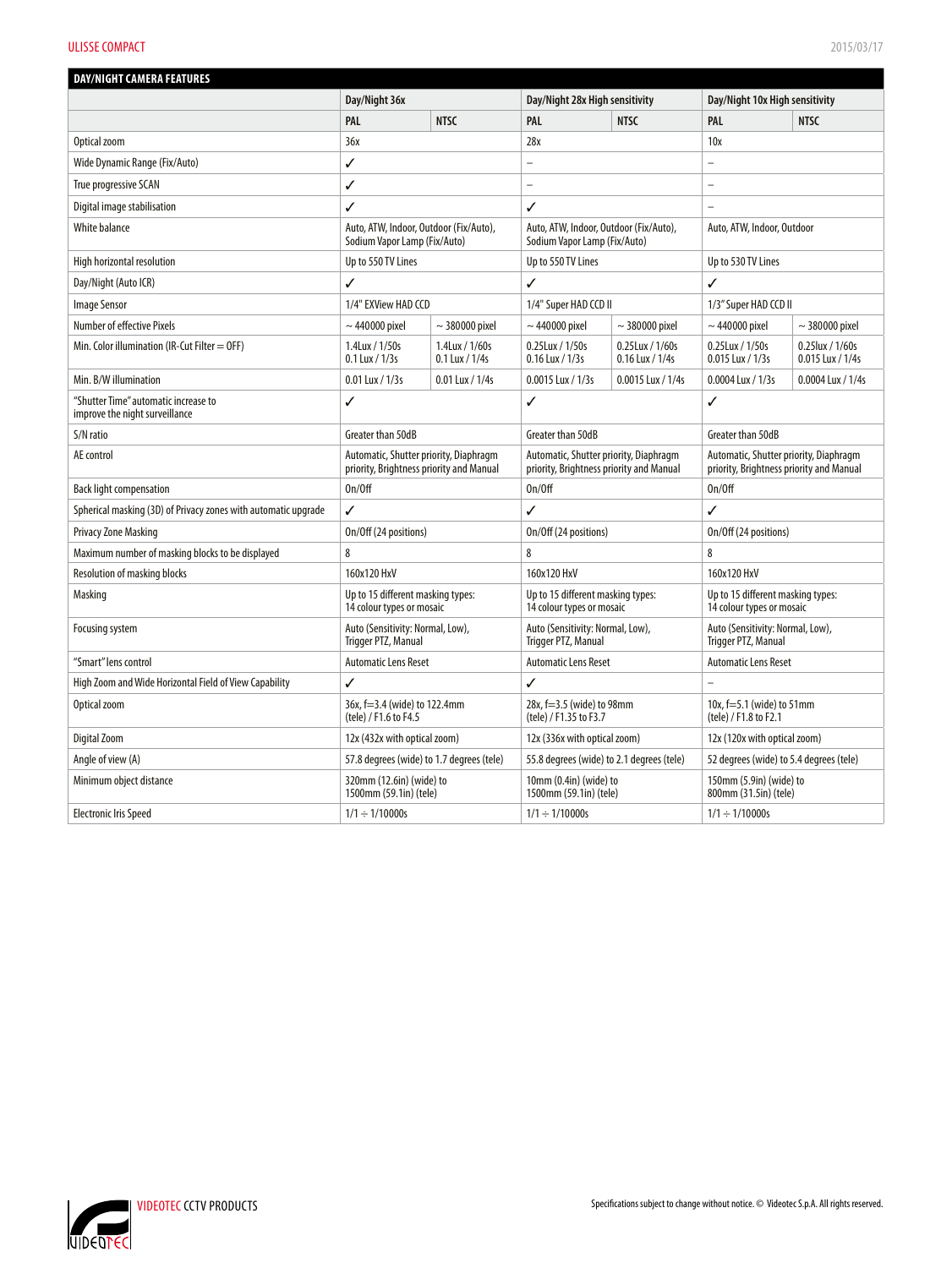## DAY/NIGHT CAMERA FEATURES

| | Day/Night 36x | | Day/Night 28x High sensitivity | | Day/Night 10x High sensitivity | |
|---|---|---|---|---|---|---|
| | PAL | NTSC | PAL | NTSC | PAL | NTSC |
| Optical zoom | 36x | | 28x | | 10x | |
| Wide Dynamic Range (Fix/Auto) | ✓ | | – | | – | |
| True progressive SCAN | ✓ | | – | | – | |
| Digital image stabilisation | ✓ | | ✓ | | – | |
| White balance | Auto, ATW, Indoor, Outdoor (Fix/Auto), Sodium Vapor Lamp (Fix/Auto) | | Auto, ATW, Indoor, Outdoor (Fix/Auto), Sodium Vapor Lamp (Fix/Auto) | | Auto, ATW, Indoor, Outdoor | |
| High horizontal resolution | Up to 550 TV Lines | | Up to 550 TV Lines | | Up to 530 TV Lines | |
| Day/Night (Auto ICR) | ✓ | | ✓ | | ✓ | |
| Image Sensor | 1/4" EXView HAD CCD | | 1/4" Super HAD CCD II | | 1/3" Super HAD CCD II | |
| Number of effective Pixels | ~ 440000 pixel | ~ 380000 pixel | ~ 440000 pixel | ~ 380000 pixel | ~ 440000 pixel | ~ 380000 pixel |
| Min. Color illumination (IR-Cut Filter = OFF) | 1.4Lux / 1/50s 0.1 Lux / 1/3s | 1.4Lux / 1/60s 0.1 Lux / 1/4s | 0.25Lux / 1/50s 0.16 Lux / 1/3s | 0.25Lux / 1/60s 0.16 Lux / 1/4s | 0.25Lux / 1/50s 0.015 Lux / 1/3s | 0.25lux / 1/60s 0.015 Lux / 1/4s |
| Min. B/W illumination | 0.01 Lux / 1/3s | 0.01 Lux / 1/4s | 0.0015 Lux / 1/3s | 0.0015 Lux / 1/4s | 0.0004 Lux / 1/3s | 0.0004 Lux / 1/4s |
| "Shutter Time" automatic increase to improve the night surveillance | ✓ | | ✓ | | ✓ | |
| S/N ratio | Greater than 50dB | | Greater than 50dB | | Greater than 50dB | |
| AE control | Automatic, Shutter priority, Diaphragm priority, Brightness priority and Manual | | Automatic, Shutter priority, Diaphragm priority, Brightness priority and Manual | | Automatic, Shutter priority, Diaphragm priority, Brightness priority and Manual | |
| Back light compensation | On/Off | | On/Off | | On/Off | |
| Spherical masking (3D) of Privacy zones with automatic upgrade | ✓ | | ✓ | | ✓ | |
| Privacy Zone Masking | On/Off (24 positions) | | On/Off (24 positions) | | On/Off (24 positions) | |
| Maximum number of masking blocks to be displayed | 8 | | 8 | | 8 | |
| Resolution of masking blocks | 160x120 HxV | | 160x120 HxV | | 160x120 HxV | |
| Masking | Up to 15 different masking types: 14 colour types or mosaic | | Up to 15 different masking types: 14 colour types or mosaic | | Up to 15 different masking types: 14 colour types or mosaic | |
| Focusing system | Auto (Sensitivity: Normal, Low), Trigger PTZ, Manual | | Auto (Sensitivity: Normal, Low), Trigger PTZ, Manual | | Auto (Sensitivity: Normal, Low), Trigger PTZ, Manual | |
| "Smart" lens control | Automatic Lens Reset | | Automatic Lens Reset | | Automatic Lens Reset | |
| High Zoom and Wide Horizontal Field of View Capability | ✓ | | ✓ | | – | |
| Optical zoom | 36x, f=3.4 (wide) to 122.4mm (tele) / F1.6 to F4.5 | | 28x, f=3.5 (wide) to 98mm (tele) / F1.35 to F3.7 | | 10x, f=5.1 (wide) to 51mm (tele) / F1.8 to F2.1 | |
| Digital Zoom | 12x (432x with optical zoom) | | 12x (336x with optical zoom) | | 12x (120x with optical zoom) | |
| Angle of view (A) | 57.8 degrees (wide) to 1.7 degrees (tele) | | 55.8 degrees (wide) to 2.1 degrees (tele) | | 52 degrees (wide) to 5.4 degrees (tele) | |
| Minimum object distance | 320mm (12.6in) (wide) to 1500mm (59.1in) (tele) | | 10mm (0.4in) (wide) to 1500mm (59.1in) (tele) | | 150mm (5.9in) (wide) to 800mm (31.5in) (tele) | |
| Electronic Iris Speed | 1/1 ÷ 1/10000s | | 1/1 ÷ 1/10000s | | 1/1 ÷ 1/10000s | |

VIDEOTEC CCTV PRODUCTS

Specifications subject to change without notice. © Videotec S.p.A. All rights reserved.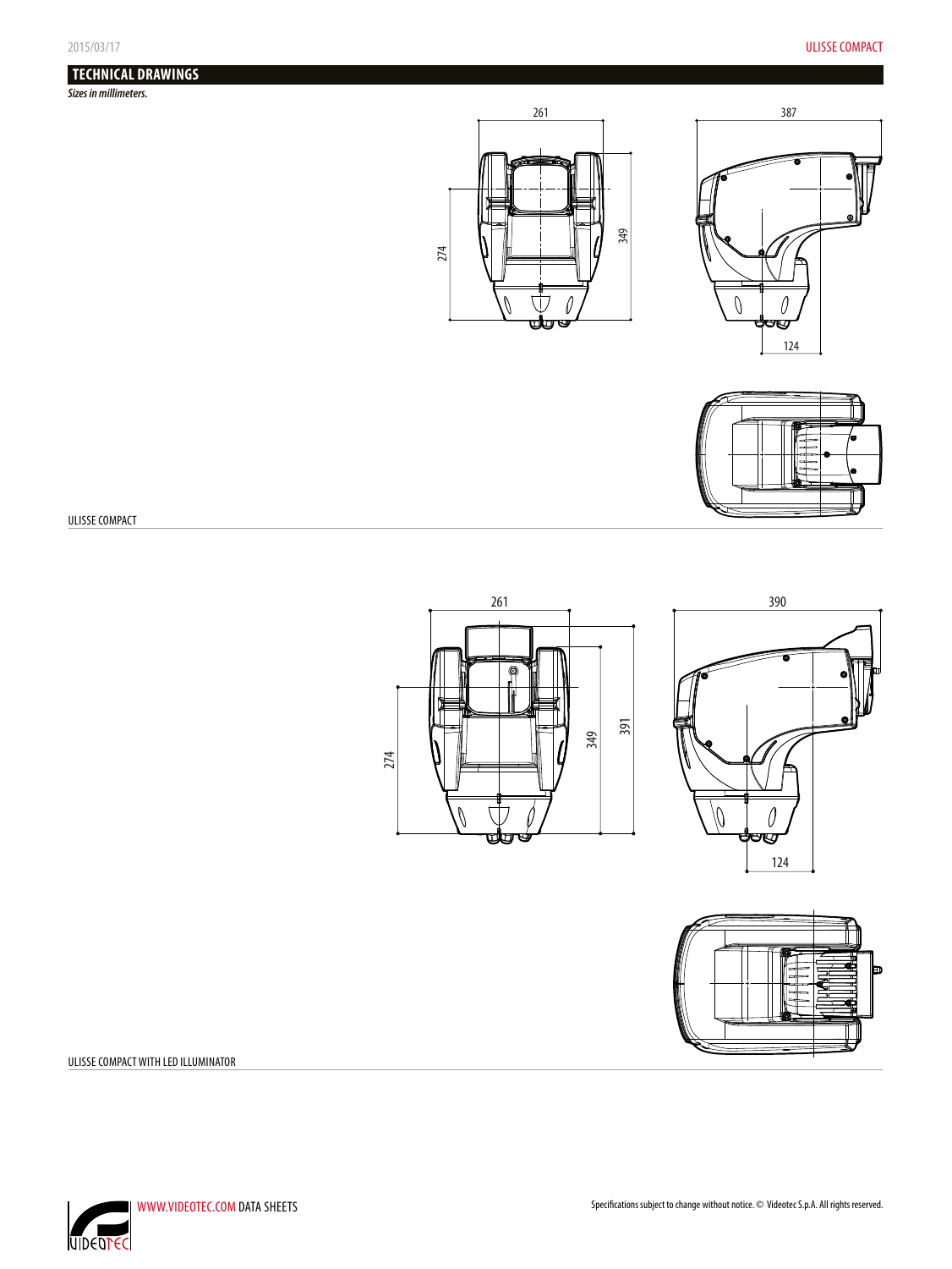## TECHNICAL DRAWINGS

***Sizes in millimeters.***

ULISSE COMPACT

ULISSE COMPACT WITH LED ILLUMINATOR